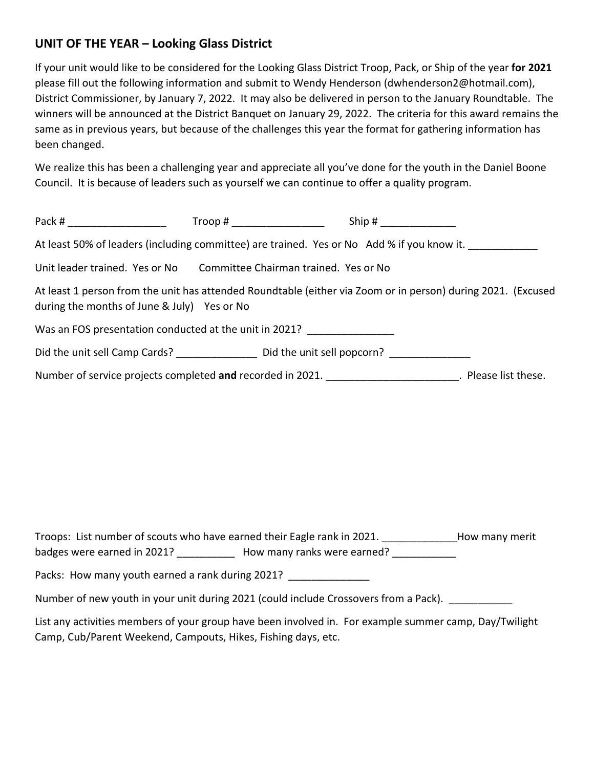## UNIT OF THE YEAR – Looking Glass District

If your unit would like to be considered for the Looking Glass District Troop, Pack, or Ship of the year **for 2021** please fill out the following information and submit to Wendy Henderson (dwhenderson2@hotmail.com), District Commissioner, by January 7, 2022. It may also be delivered in person to the January Roundtable. The winners will be announced at the District Banquet on January 29, 2022. The criteria for this award remains the same as in previous years, but because of the challenges this year the format for gathering information has been changed.

We realize this has been a challenging year and appreciate all you've done for the youth in the Daniel Boone Council. It is because of leaders such as yourself we can continue to offer a quality program.

Pack # _________________ Troop # ________________ Ship # _____________

At least 50% of leaders (including committee) are trained. Yes or No Add % if you know it. ____________

Unit leader trained. Yes or No Committee Chairman trained. Yes or No

At least 1 person from the unit has attended Roundtable (either via Zoom or in person) during 2021. (Excused during the months of June & July) Yes or No

Was an FOS presentation conducted at the unit in 2021? _______________

Did the unit sell Camp Cards? ______________ Did the unit sell popcorn? ______________

Number of service projects completed **and** recorded in 2021. _______________________. Please list these.

Troops: List number of scouts who have earned their Eagle rank in 2021. _____________How many merit badges were earned in 2021? __________ How many ranks were earned? ___________

Packs: How many youth earned a rank during 2021? ______________

Number of new youth in your unit during 2021 (could include Crossovers from a Pack). ___________

List any activities members of your group have been involved in. For example summer camp, Day/Twilight Camp, Cub/Parent Weekend, Campouts, Hikes, Fishing days, etc.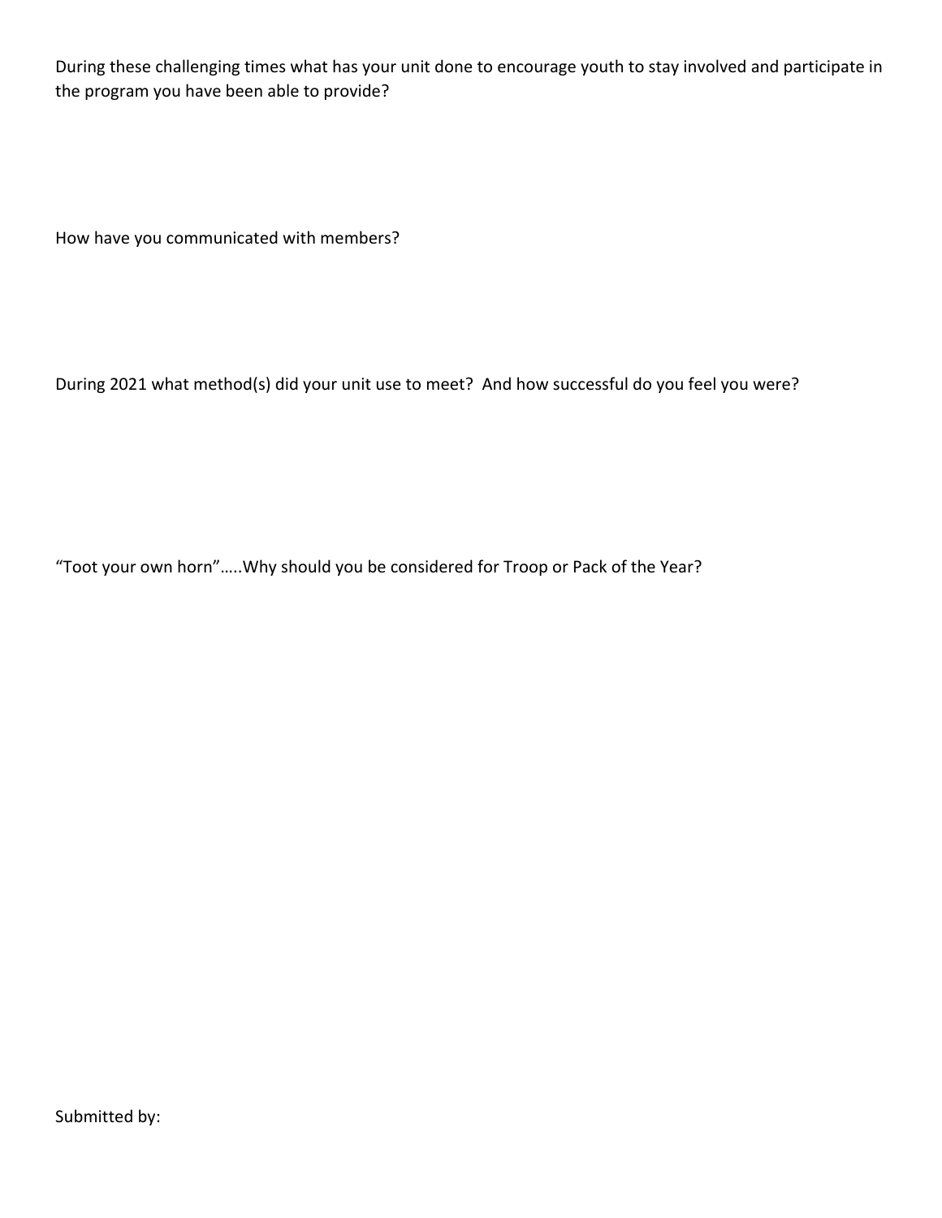During these challenging times what has your unit done to encourage youth to stay involved and participate in the program you have been able to provide?

How have you communicated with members?

During 2021 what method(s) did your unit use to meet? And how successful do you feel you were?

"Toot your own horn"…..Why should you be considered for Troop or Pack of the Year?

Submitted by: